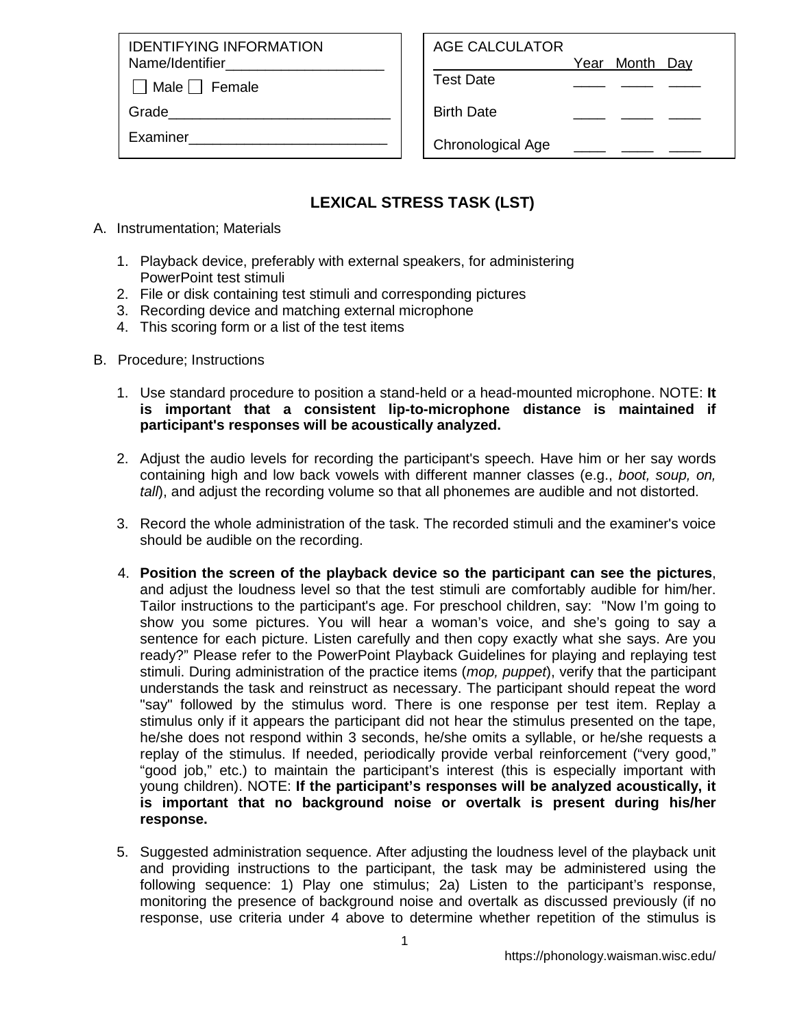| IDENTIFYING INFORMATION | |
|---|---|
| Name/Identifier____________________ | |
| ☐ Male ☐ Female | |
| Grade____________________________ | |
| Examiner_________________________ | |

| AGE CALCULATOR | Year | Month | Day |
|---|---|---|---|
| Test Date | ____ | ____ | ____ |
| Birth Date | ____ | ____ | ____ |
| Chronological Age | ____ | ____ | ____ |

# LEXICAL STRESS TASK (LST)

A. Instrumentation; Materials

1. Playback device, preferably with external speakers, for administering PowerPoint test stimuli
2. File or disk containing test stimuli and corresponding pictures
3. Recording device and matching external microphone
4. This scoring form or a list of the test items

B. Procedure; Instructions

1. Use standard procedure to position a stand-held or a head-mounted microphone. NOTE: **It is important that a consistent lip-to-microphone distance is maintained if participant's responses will be acoustically analyzed.**

2. Adjust the audio levels for recording the participant's speech. Have him or her say words containing high and low back vowels with different manner classes (e.g., *boot, soup, on, tall*), and adjust the recording volume so that all phonemes are audible and not distorted.

3. Record the whole administration of the task. The recorded stimuli and the examiner's voice should be audible on the recording.

4. **Position the screen of the playback device so the participant can see the pictures**, and adjust the loudness level so that the test stimuli are comfortably audible for him/her. Tailor instructions to the participant's age. For preschool children, say: "Now I'm going to show you some pictures. You will hear a woman's voice, and she's going to say a sentence for each picture. Listen carefully and then copy exactly what she says. Are you ready?" Please refer to the PowerPoint Playback Guidelines for playing and replaying test stimuli. During administration of the practice items (*mop, puppet*), verify that the participant understands the task and reinstruct as necessary. The participant should repeat the word "say" followed by the stimulus word. There is one response per test item. Replay a stimulus only if it appears the participant did not hear the stimulus presented on the tape, he/she does not respond within 3 seconds, he/she omits a syllable, or he/she requests a replay of the stimulus. If needed, periodically provide verbal reinforcement ("very good," "good job," etc.) to maintain the participant's interest (this is especially important with young children). NOTE: **If the participant's responses will be analyzed acoustically, it is important that no background noise or overtalk is present during his/her response.**

5. Suggested administration sequence. After adjusting the loudness level of the playback unit and providing instructions to the participant, the task may be administered using the following sequence: 1) Play one stimulus; 2a) Listen to the participant's response, monitoring the presence of background noise and overtalk as discussed previously (if no response, use criteria under 4 above to determine whether repetition of the stimulus is

https://phonology.waisman.wisc.edu/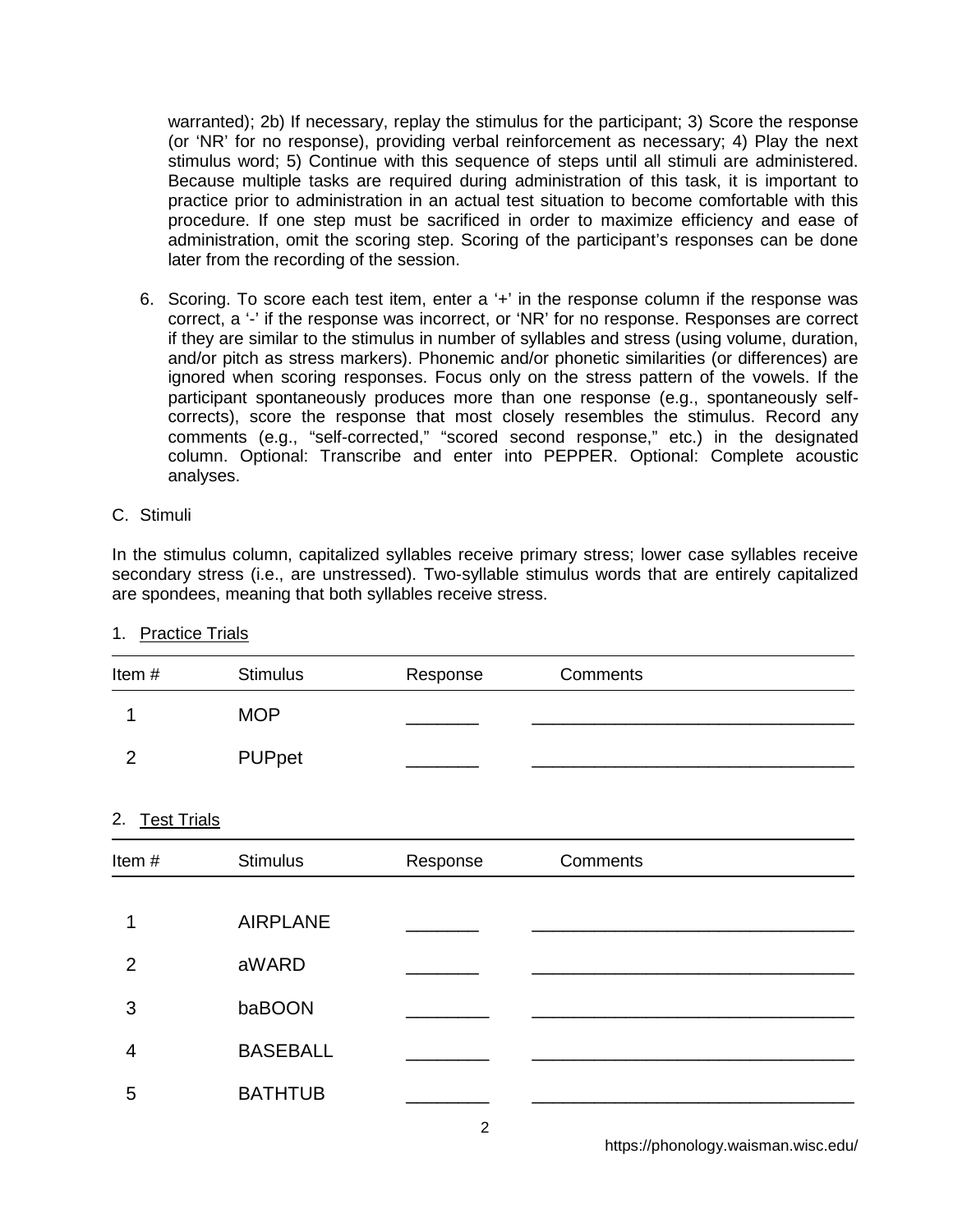warranted); 2b) If necessary, replay the stimulus for the participant; 3) Score the response (or 'NR' for no response), providing verbal reinforcement as necessary; 4) Play the next stimulus word; 5) Continue with this sequence of steps until all stimuli are administered. Because multiple tasks are required during administration of this task, it is important to practice prior to administration in an actual test situation to become comfortable with this procedure. If one step must be sacrificed in order to maximize efficiency and ease of administration, omit the scoring step. Scoring of the participant's responses can be done later from the recording of the session.

6. Scoring. To score each test item, enter a '+' in the response column if the response was correct, a '-' if the response was incorrect, or 'NR' for no response. Responses are correct if they are similar to the stimulus in number of syllables and stress (using volume, duration, and/or pitch as stress markers). Phonemic and/or phonetic similarities (or differences) are ignored when scoring responses. Focus only on the stress pattern of the vowels. If the participant spontaneously produces more than one response (e.g., spontaneously self-corrects), score the response that most closely resembles the stimulus. Record any comments (e.g., "self-corrected," "scored second response," etc.) in the designated column. Optional: Transcribe and enter into PEPPER. Optional: Complete acoustic analyses.

C. Stimuli

In the stimulus column, capitalized syllables receive primary stress; lower case syllables receive secondary stress (i.e., are unstressed). Two-syllable stimulus words that are entirely capitalized are spondees, meaning that both syllables receive stress.

1. Practice Trials

| Item # | Stimulus | Response | Comments |
|---|---|---|---|
| 1 | MOP | _______ | ________________________________ |
| 2 | PUPpet | _______ | ________________________________ |

2. Test Trials

| Item # | Stimulus | Response | Comments |
|---|---|---|---|
| 1 | AIRPLANE | _______ | ________________________________ |
| 2 | aWARD | _______ | ________________________________ |
| 3 | baBOON | ________ | ________________________________ |
| 4 | BASEBALL | ________ | ________________________________ |
| 5 | BATHTUB | ________ | ________________________________ |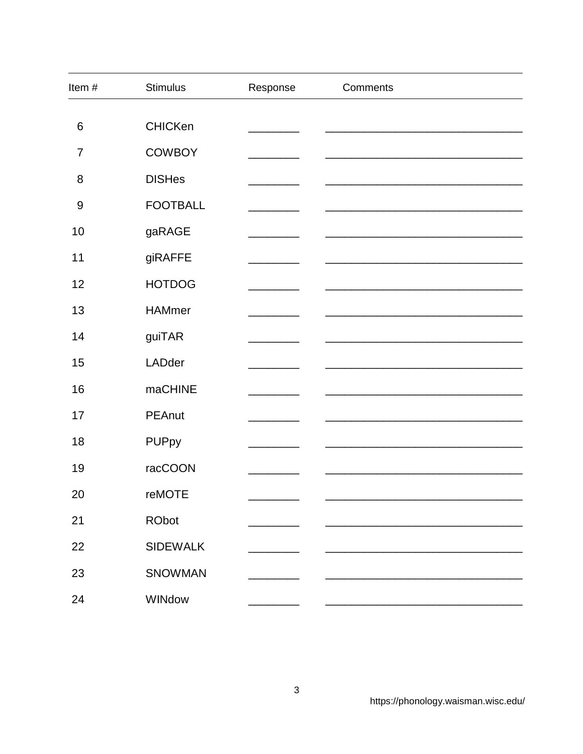| Item # | Stimulus | Response | Comments |
| --- | --- | --- | --- |
| 6 | CHICKen | ________ | ________________________________ |
| 7 | COWBOY | ________ | ________________________________ |
| 8 | DISHes | ________ | ________________________________ |
| 9 | FOOTBALL | ________ | ________________________________ |
| 10 | gaRAGE | ________ | ________________________________ |
| 11 | giRAFFE | ________ | ________________________________ |
| 12 | HOTDOG | ________ | ________________________________ |
| 13 | HAMmer | ________ | ________________________________ |
| 14 | guiTAR | ________ | ________________________________ |
| 15 | LADder | ________ | ________________________________ |
| 16 | maCHINE | ________ | ________________________________ |
| 17 | PEAnut | ________ | ________________________________ |
| 18 | PUPpy | ________ | ________________________________ |
| 19 | racCOON | ________ | ________________________________ |
| 20 | reMOTE | ________ | ________________________________ |
| 21 | RObot | ________ | ________________________________ |
| 22 | SIDEWALK | ________ | ________________________________ |
| 23 | SNOWMAN | ________ | ________________________________ |
| 24 | WINdow | ________ | ________________________________ |

https://phonology.waisman.wisc.edu/